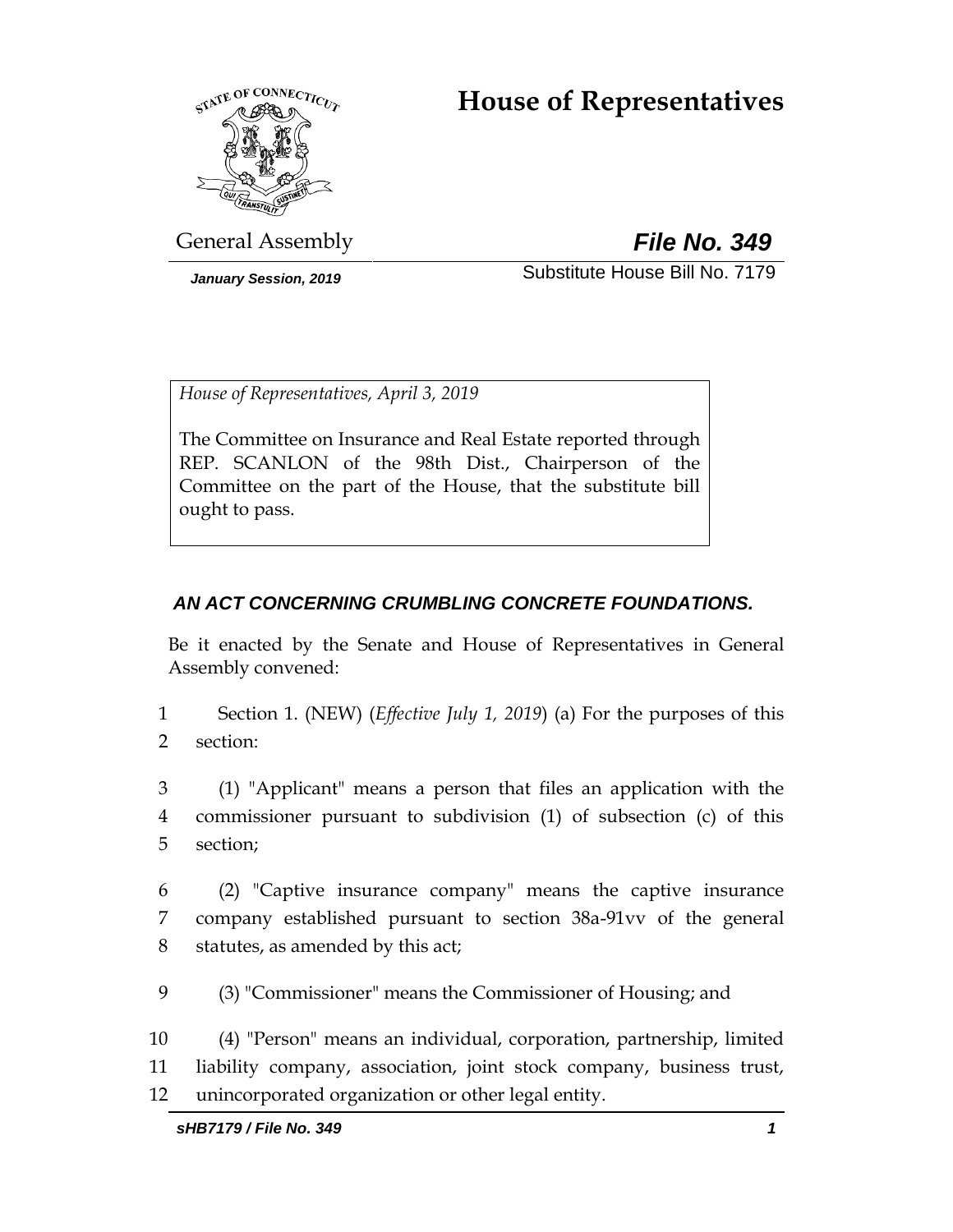# House of Representatives

General Assembly

***File No. 349***

*January Session, 2019*

Substitute House Bill No. 7179

*House of Representatives, April 3, 2019*

The Committee on Insurance and Real Estate reported through REP. SCANLON of the 98th Dist., Chairperson of the Committee on the part of the House, that the substitute bill ought to pass.

***AN ACT CONCERNING CRUMBLING CONCRETE FOUNDATIONS.***

Be it enacted by the Senate and House of Representatives in General Assembly convened:

1 Section 1. (NEW) (*Effective July 1, 2019*) (a) For the purposes of this
2 section:

3 (1) "Applicant" means a person that files an application with the
4 commissioner pursuant to subdivision (1) of subsection (c) of this
5 section;

6 (2) "Captive insurance company" means the captive insurance
7 company established pursuant to section 38a-91vv of the general
8 statutes, as amended by this act;

9 (3) "Commissioner" means the Commissioner of Housing; and

10 (4) "Person" means an individual, corporation, partnership, limited
11 liability company, association, joint stock company, business trust,
12 unincorporated organization or other legal entity.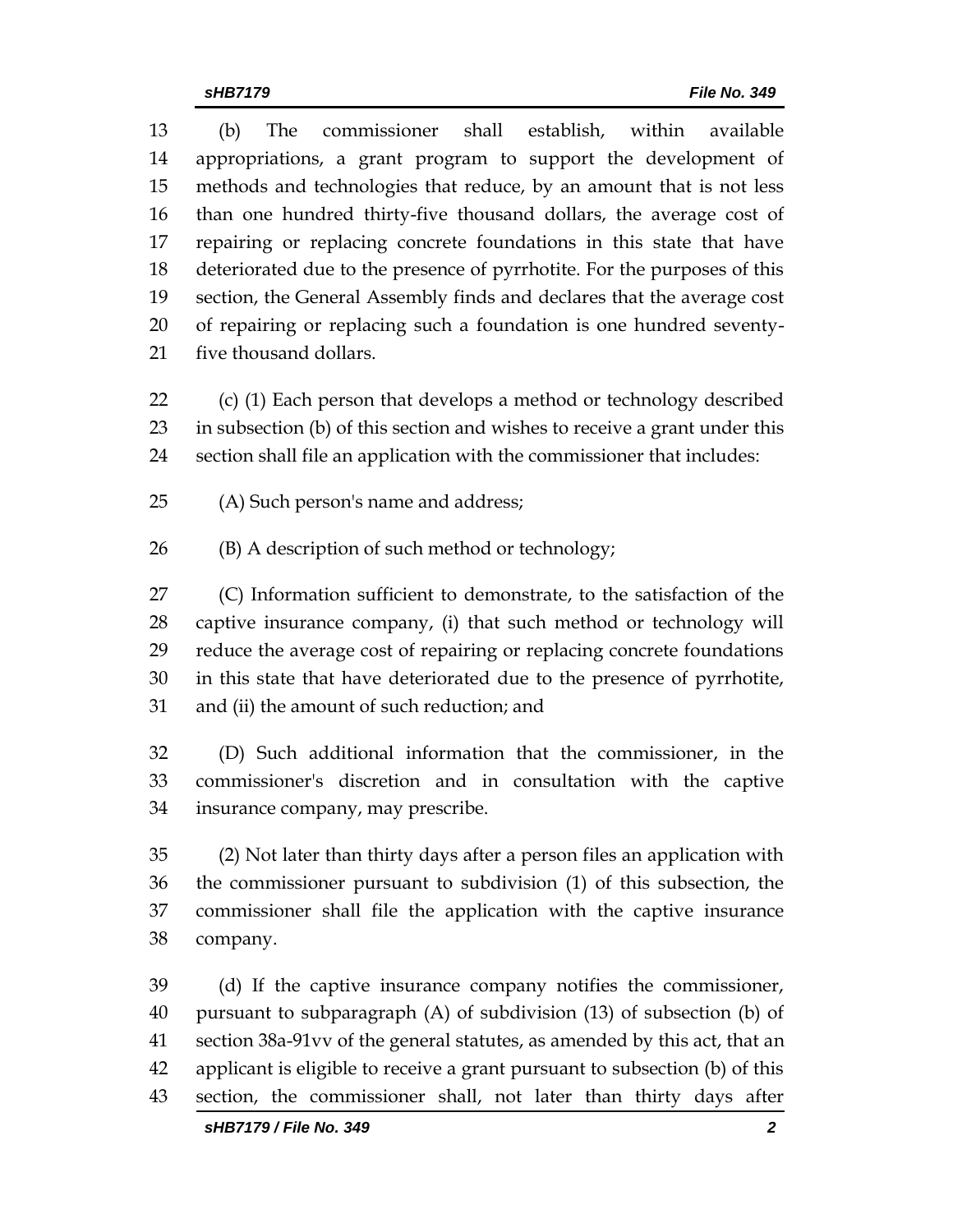(b) The commissioner shall establish, within available appropriations, a grant program to support the development of methods and technologies that reduce, by an amount that is not less than one hundred thirty-five thousand dollars, the average cost of repairing or replacing concrete foundations in this state that have deteriorated due to the presence of pyrrhotite. For the purposes of this section, the General Assembly finds and declares that the average cost of repairing or replacing such a foundation is one hundred seventy-five thousand dollars.

(c) (1) Each person that develops a method or technology described in subsection (b) of this section and wishes to receive a grant under this section shall file an application with the commissioner that includes:

(A) Such person's name and address;

(B) A description of such method or technology;

(C) Information sufficient to demonstrate, to the satisfaction of the captive insurance company, (i) that such method or technology will reduce the average cost of repairing or replacing concrete foundations in this state that have deteriorated due to the presence of pyrrhotite, and (ii) the amount of such reduction; and

(D) Such additional information that the commissioner, in the commissioner's discretion and in consultation with the captive insurance company, may prescribe.

(2) Not later than thirty days after a person files an application with the commissioner pursuant to subdivision (1) of this subsection, the commissioner shall file the application with the captive insurance company.

(d) If the captive insurance company notifies the commissioner, pursuant to subparagraph (A) of subdivision (13) of subsection (b) of section 38a-91vv of the general statutes, as amended by this act, that an applicant is eligible to receive a grant pursuant to subsection (b) of this section, the commissioner shall, not later than thirty days after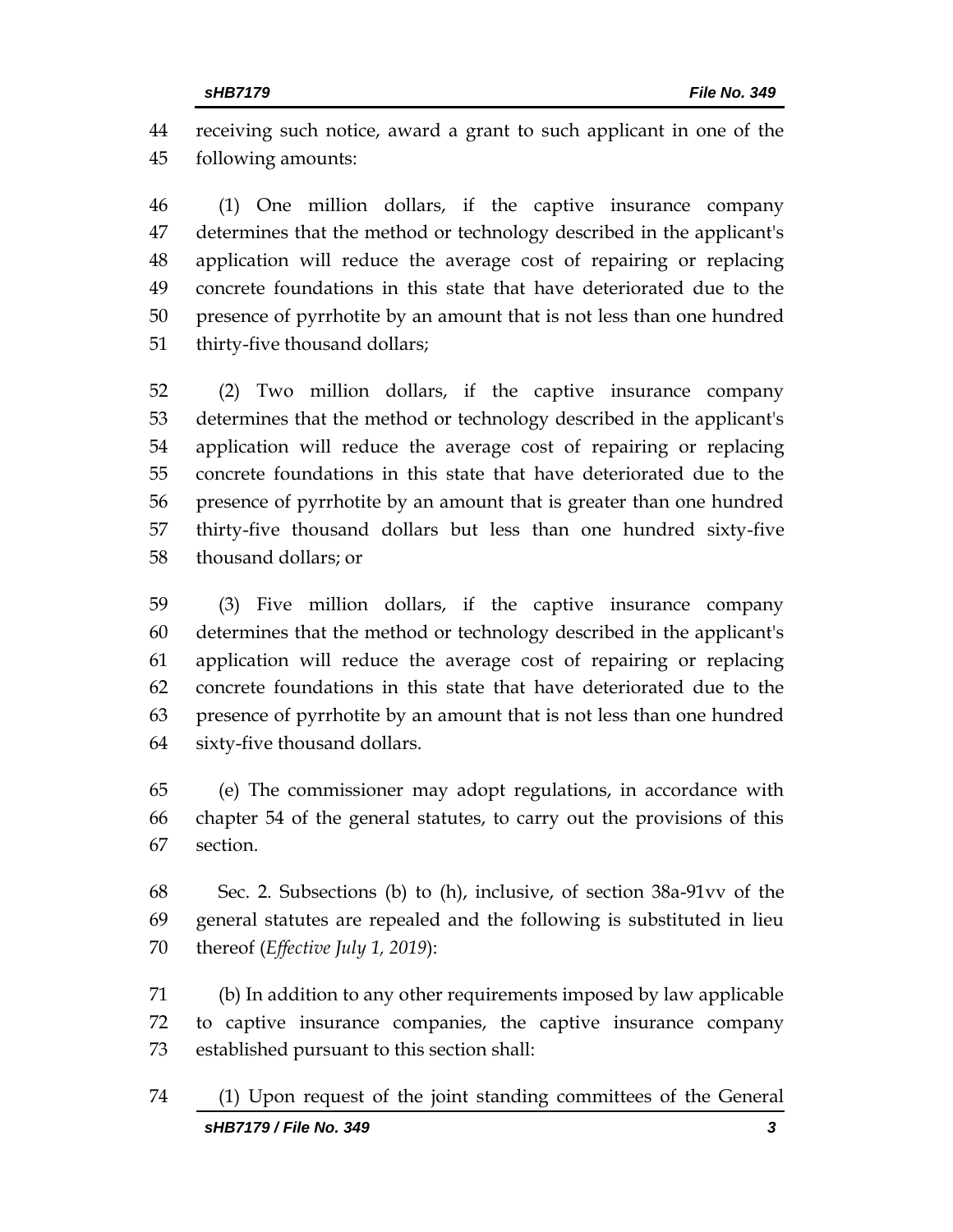receiving such notice, award a grant to such applicant in one of the following amounts:

(1) One million dollars, if the captive insurance company determines that the method or technology described in the applicant's application will reduce the average cost of repairing or replacing concrete foundations in this state that have deteriorated due to the presence of pyrrhotite by an amount that is not less than one hundred thirty-five thousand dollars;

(2) Two million dollars, if the captive insurance company determines that the method or technology described in the applicant's application will reduce the average cost of repairing or replacing concrete foundations in this state that have deteriorated due to the presence of pyrrhotite by an amount that is greater than one hundred thirty-five thousand dollars but less than one hundred sixty-five thousand dollars; or

(3) Five million dollars, if the captive insurance company determines that the method or technology described in the applicant's application will reduce the average cost of repairing or replacing concrete foundations in this state that have deteriorated due to the presence of pyrrhotite by an amount that is not less than one hundred sixty-five thousand dollars.

(e) The commissioner may adopt regulations, in accordance with chapter 54 of the general statutes, to carry out the provisions of this section.

Sec. 2. Subsections (b) to (h), inclusive, of section 38a-91vv of the general statutes are repealed and the following is substituted in lieu thereof (*Effective July 1, 2019*):

(b) In addition to any other requirements imposed by law applicable to captive insurance companies, the captive insurance company established pursuant to this section shall:

(1) Upon request of the joint standing committees of the General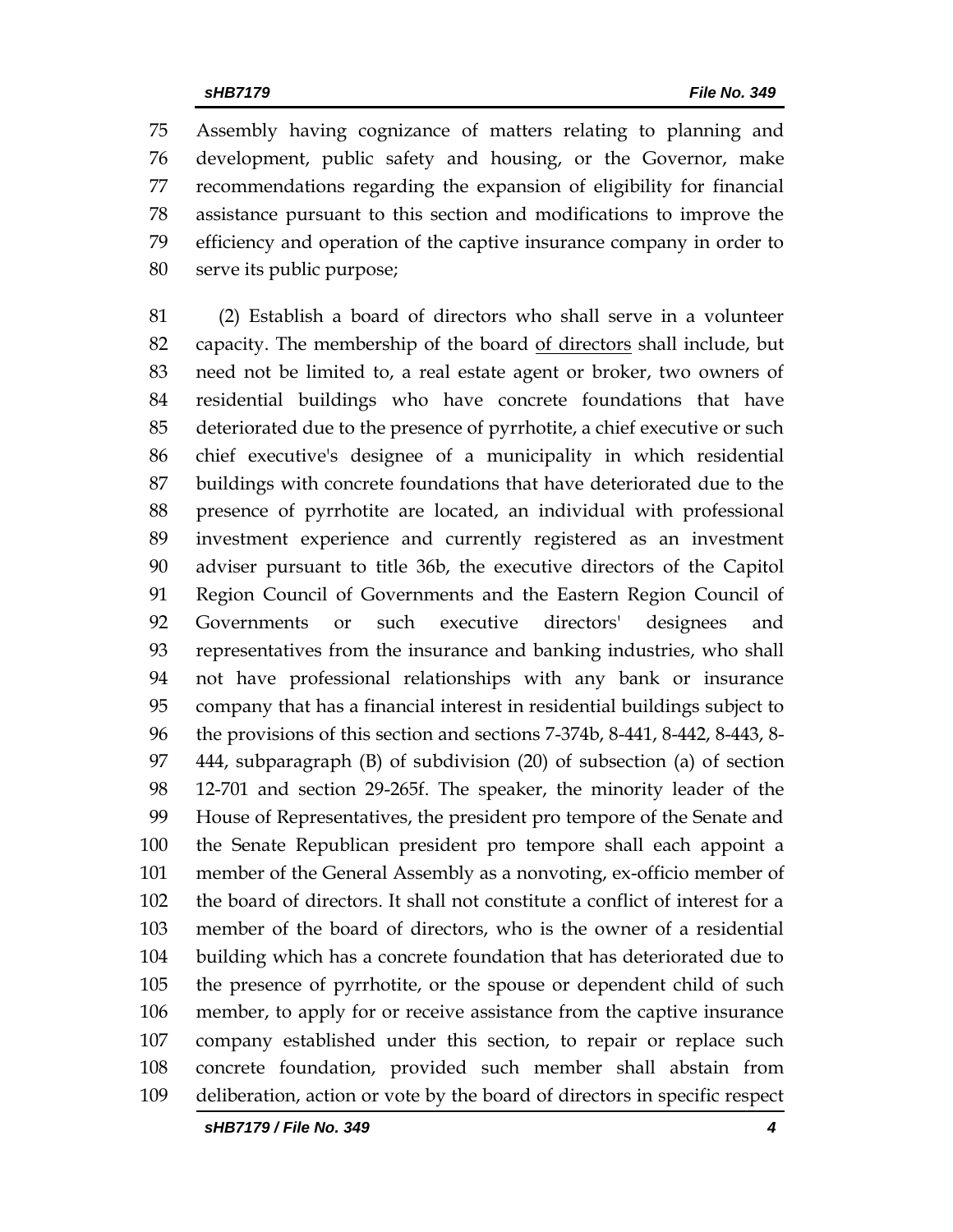Assembly having cognizance of matters relating to planning and development, public safety and housing, or the Governor, make recommendations regarding the expansion of eligibility for financial assistance pursuant to this section and modifications to improve the efficiency and operation of the captive insurance company in order to serve its public purpose;

(2) Establish a board of directors who shall serve in a volunteer capacity. The membership of the board <u>of directors</u> shall include, but need not be limited to, a real estate agent or broker, two owners of residential buildings who have concrete foundations that have deteriorated due to the presence of pyrrhotite, a chief executive or such chief executive's designee of a municipality in which residential buildings with concrete foundations that have deteriorated due to the presence of pyrrhotite are located, an individual with professional investment experience and currently registered as an investment adviser pursuant to title 36b, the executive directors of the Capitol Region Council of Governments and the Eastern Region Council of Governments or such executive directors' designees and representatives from the insurance and banking industries, who shall not have professional relationships with any bank or insurance company that has a financial interest in residential buildings subject to the provisions of this section and sections 7-374b, 8-441, 8-442, 8-443, 8-444, subparagraph (B) of subdivision (20) of subsection (a) of section 12-701 and section 29-265f. The speaker, the minority leader of the House of Representatives, the president pro tempore of the Senate and the Senate Republican president pro tempore shall each appoint a member of the General Assembly as a nonvoting, ex-officio member of the board of directors. It shall not constitute a conflict of interest for a member of the board of directors, who is the owner of a residential building which has a concrete foundation that has deteriorated due to the presence of pyrrhotite, or the spouse or dependent child of such member, to apply for or receive assistance from the captive insurance company established under this section, to repair or replace such concrete foundation, provided such member shall abstain from deliberation, action or vote by the board of directors in specific respect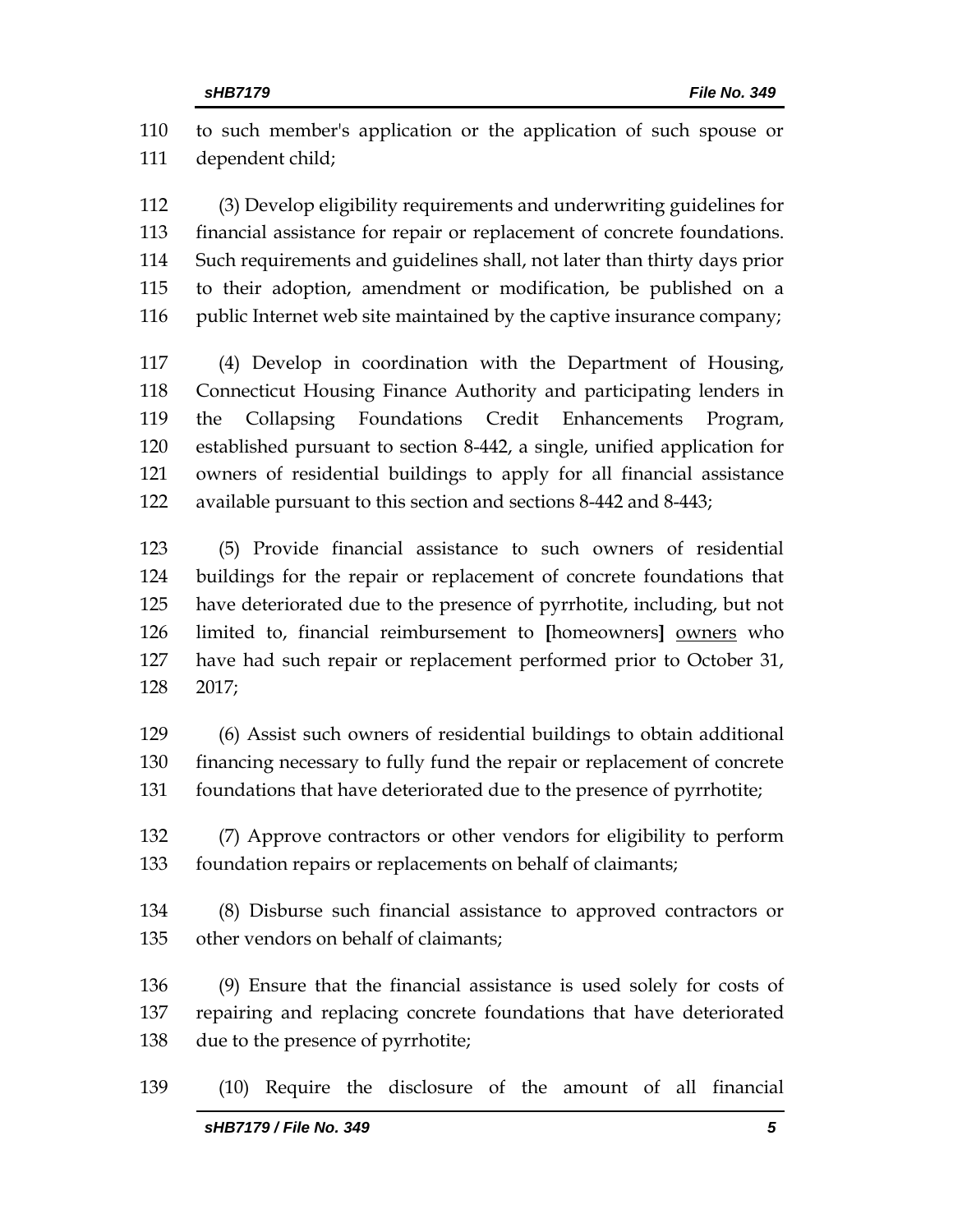to such member's application or the application of such spouse or dependent child;

(3) Develop eligibility requirements and underwriting guidelines for financial assistance for repair or replacement of concrete foundations. Such requirements and guidelines shall, not later than thirty days prior to their adoption, amendment or modification, be published on a public Internet web site maintained by the captive insurance company;

(4) Develop in coordination with the Department of Housing, Connecticut Housing Finance Authority and participating lenders in the Collapsing Foundations Credit Enhancements Program, established pursuant to section 8-442, a single, unified application for owners of residential buildings to apply for all financial assistance available pursuant to this section and sections 8-442 and 8-443;

(5) Provide financial assistance to such owners of residential buildings for the repair or replacement of concrete foundations that have deteriorated due to the presence of pyrrhotite, including, but not limited to, financial reimbursement to **[**homeowners**]** <u>owners</u> who have had such repair or replacement performed prior to October 31, 2017;

(6) Assist such owners of residential buildings to obtain additional financing necessary to fully fund the repair or replacement of concrete foundations that have deteriorated due to the presence of pyrrhotite;

(7) Approve contractors or other vendors for eligibility to perform foundation repairs or replacements on behalf of claimants;

(8) Disburse such financial assistance to approved contractors or other vendors on behalf of claimants;

(9) Ensure that the financial assistance is used solely for costs of repairing and replacing concrete foundations that have deteriorated due to the presence of pyrrhotite;

(10) Require the disclosure of the amount of all financial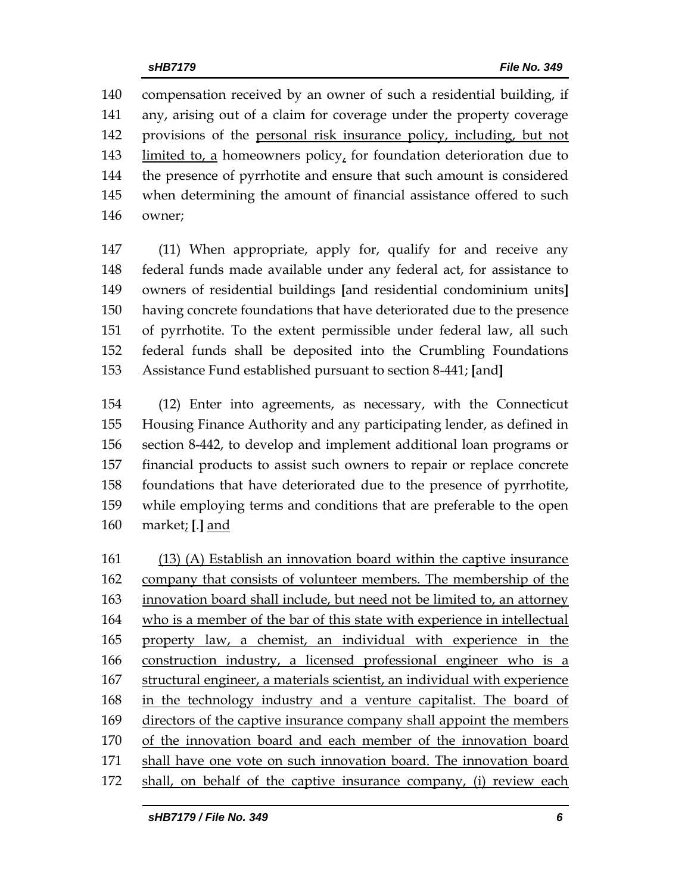140 compensation received by an owner of such a residential building, if
141 any, arising out of a claim for coverage under the property coverage
142 provisions of the <u>personal risk insurance policy, including, but not</u>
143 <u>limited to, a</u> homeowners policy<u>,</u> for foundation deterioration due to
144 the presence of pyrrhotite and ensure that such amount is considered
145 when determining the amount of financial assistance offered to such
146 owner;

147 (11) When appropriate, apply for, qualify for and receive any
148 federal funds made available under any federal act, for assistance to
149 owners of residential buildings **[**and residential condominium units**]**
150 having concrete foundations that have deteriorated due to the presence
151 of pyrrhotite. To the extent permissible under federal law, all such
152 federal funds shall be deposited into the Crumbling Foundations
153 Assistance Fund established pursuant to section 8-441; **[**and**]**

154 (12) Enter into agreements, as necessary, with the Connecticut
155 Housing Finance Authority and any participating lender, as defined in
156 section 8-442, to develop and implement additional loan programs or
157 financial products to assist such owners to repair or replace concrete
158 foundations that have deteriorated due to the presence of pyrrhotite,
159 while employing terms and conditions that are preferable to the open
160 market<u>;</u> **[**.**]** <u>and</u>

161 <u>(13) (A) Establish an innovation board within the captive insurance</u>
162 <u>company that consists of volunteer members. The membership of the</u>
163 <u>innovation board shall include, but need not be limited to, an attorney</u>
164 <u>who is a member of the bar of this state with experience in intellectual</u>
165 <u>property law, a chemist, an individual with experience in the</u>
166 <u>construction industry, a licensed professional engineer who is a</u>
167 <u>structural engineer, a materials scientist, an individual with experience</u>
168 <u>in the technology industry and a venture capitalist. The board of</u>
169 <u>directors of the captive insurance company shall appoint the members</u>
170 <u>of the innovation board and each member of the innovation board</u>
171 <u>shall have one vote on such innovation board. The innovation board</u>
172 <u>shall, on behalf of the captive insurance company, (i) review each</u>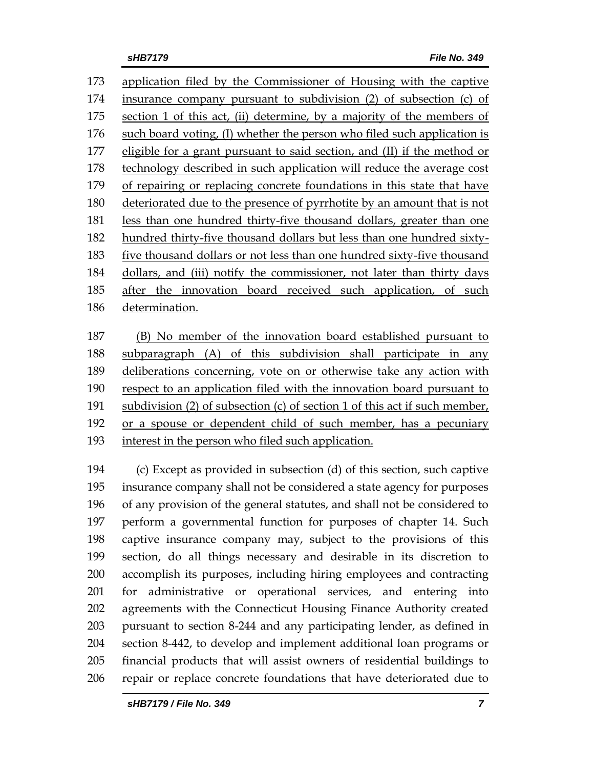application filed by the Commissioner of Housing with the captive insurance company pursuant to subdivision (2) of subsection (c) of section 1 of this act, (ii) determine, by a majority of the members of such board voting, (I) whether the person who filed such application is eligible for a grant pursuant to said section, and (II) if the method or technology described in such application will reduce the average cost of repairing or replacing concrete foundations in this state that have deteriorated due to the presence of pyrrhotite by an amount that is not less than one hundred thirty-five thousand dollars, greater than one hundred thirty-five thousand dollars but less than one hundred sixty-five thousand dollars or not less than one hundred sixty-five thousand dollars, and (iii) notify the commissioner, not later than thirty days after the innovation board received such application, of such determination.

(B) No member of the innovation board established pursuant to subparagraph (A) of this subdivision shall participate in any deliberations concerning, vote on or otherwise take any action with respect to an application filed with the innovation board pursuant to subdivision (2) of subsection (c) of section 1 of this act if such member, or a spouse or dependent child of such member, has a pecuniary interest in the person who filed such application.

(c) Except as provided in subsection (d) of this section, such captive insurance company shall not be considered a state agency for purposes of any provision of the general statutes, and shall not be considered to perform a governmental function for purposes of chapter 14. Such captive insurance company may, subject to the provisions of this section, do all things necessary and desirable in its discretion to accomplish its purposes, including hiring employees and contracting for administrative or operational services, and entering into agreements with the Connecticut Housing Finance Authority created pursuant to section 8-244 and any participating lender, as defined in section 8-442, to develop and implement additional loan programs or financial products that will assist owners of residential buildings to repair or replace concrete foundations that have deteriorated due to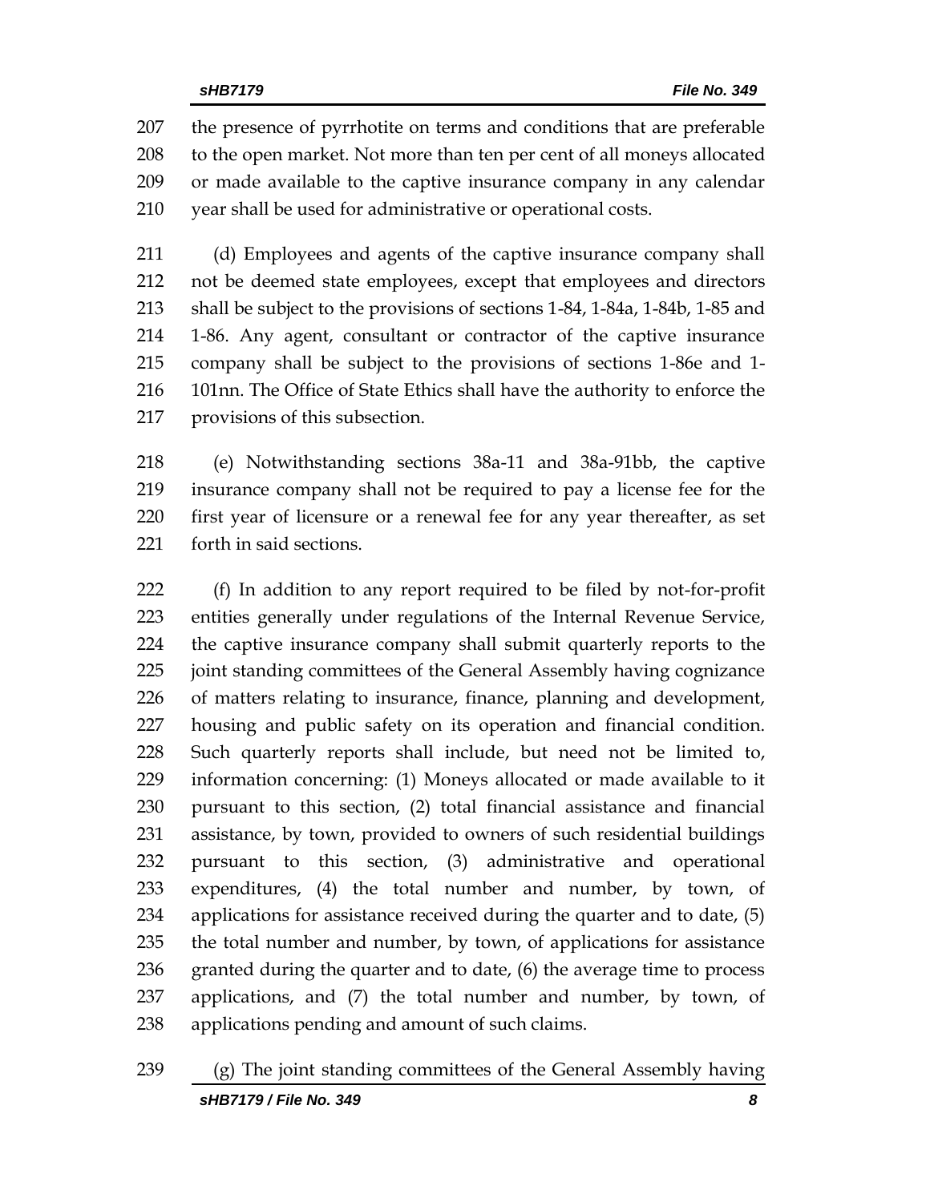the presence of pyrrhotite on terms and conditions that are preferable to the open market. Not more than ten per cent of all moneys allocated or made available to the captive insurance company in any calendar year shall be used for administrative or operational costs.

(d) Employees and agents of the captive insurance company shall not be deemed state employees, except that employees and directors shall be subject to the provisions of sections 1-84, 1-84a, 1-84b, 1-85 and 1-86. Any agent, consultant or contractor of the captive insurance company shall be subject to the provisions of sections 1-86e and 1-101nn. The Office of State Ethics shall have the authority to enforce the provisions of this subsection.

(e) Notwithstanding sections 38a-11 and 38a-91bb, the captive insurance company shall not be required to pay a license fee for the first year of licensure or a renewal fee for any year thereafter, as set forth in said sections.

(f) In addition to any report required to be filed by not-for-profit entities generally under regulations of the Internal Revenue Service, the captive insurance company shall submit quarterly reports to the joint standing committees of the General Assembly having cognizance of matters relating to insurance, finance, planning and development, housing and public safety on its operation and financial condition. Such quarterly reports shall include, but need not be limited to, information concerning: (1) Moneys allocated or made available to it pursuant to this section, (2) total financial assistance and financial assistance, by town, provided to owners of such residential buildings pursuant to this section, (3) administrative and operational expenditures, (4) the total number and number, by town, of applications for assistance received during the quarter and to date, (5) the total number and number, by town, of applications for assistance granted during the quarter and to date, (6) the average time to process applications, and (7) the total number and number, by town, of applications pending and amount of such claims.

(g) The joint standing committees of the General Assembly having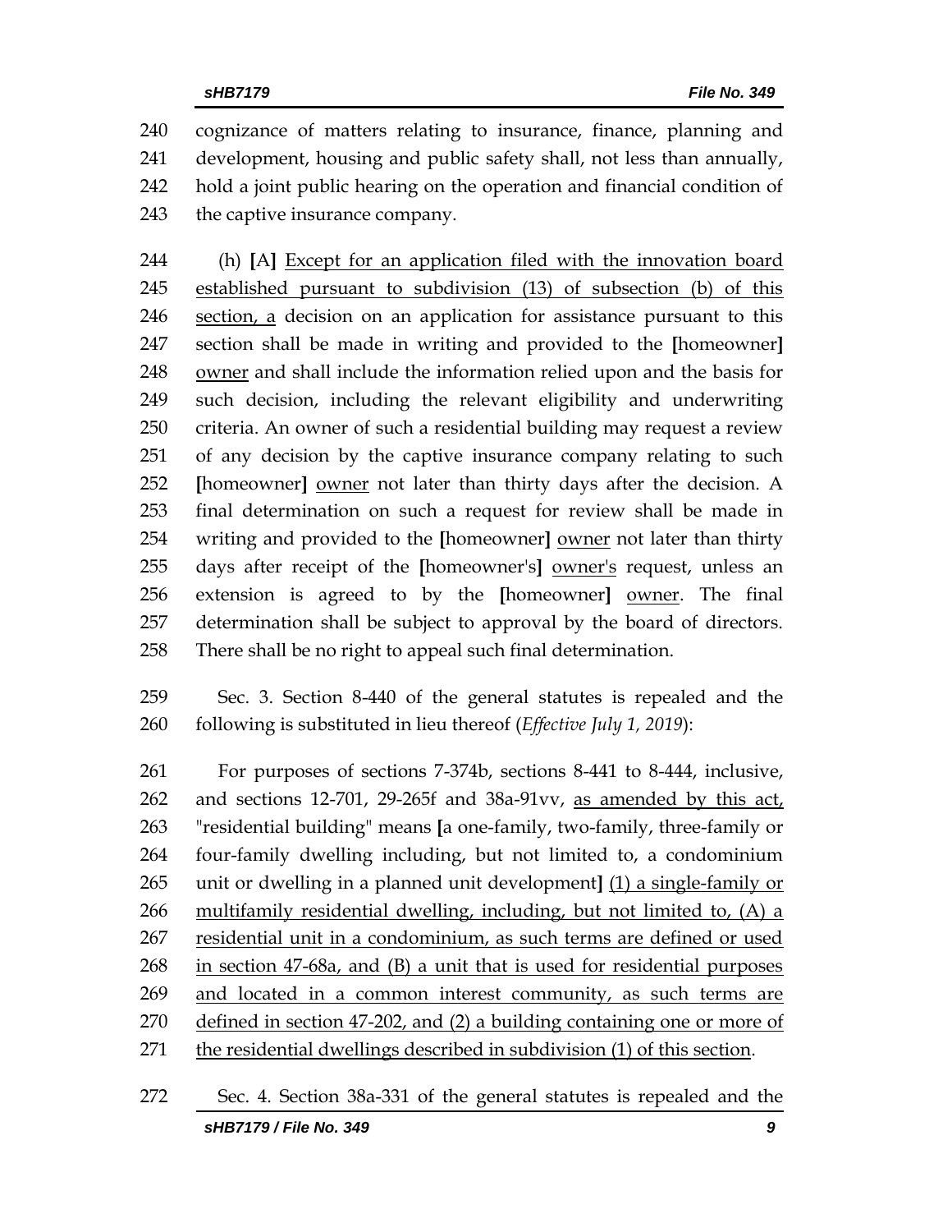240 cognizance of matters relating to insurance, finance, planning and
241 development, housing and public safety shall, not less than annually,
242 hold a joint public hearing on the operation and financial condition of
243 the captive insurance company.

244 (h) **[**A**]** <u>Except for an application filed with the innovation board</u>
245 <u>established pursuant to subdivision (13) of subsection (b) of this</u>
246 <u>section, a</u> decision on an application for assistance pursuant to this
247 section shall be made in writing and provided to the **[**homeowner**]**
248 <u>owner</u> and shall include the information relied upon and the basis for
249 such decision, including the relevant eligibility and underwriting
250 criteria. An owner of such a residential building may request a review
251 of any decision by the captive insurance company relating to such
252 **[**homeowner**]** <u>owner</u> not later than thirty days after the decision. A
253 final determination on such a request for review shall be made in
254 writing and provided to the **[**homeowner**]** <u>owner</u> not later than thirty
255 days after receipt of the **[**homeowner's**]** <u>owner's</u> request, unless an
256 extension is agreed to by the **[**homeowner**]** <u>owner</u>. The final
257 determination shall be subject to approval by the board of directors.
258 There shall be no right to appeal such final determination.

259 Sec. 3. Section 8-440 of the general statutes is repealed and the
260 following is substituted in lieu thereof (*Effective July 1, 2019*):

261 For purposes of sections 7-374b, sections 8-441 to 8-444, inclusive,
262 and sections 12-701, 29-265f and 38a-91vv, <u>as amended by this act,</u>
263 "residential building" means **[**a one-family, two-family, three-family or
264 four-family dwelling including, but not limited to, a condominium
265 unit or dwelling in a planned unit development**]** <u>(1) a single-family or</u>
266 <u>multifamily residential dwelling, including, but not limited to, (A) a</u>
267 <u>residential unit in a condominium, as such terms are defined or used</u>
268 <u>in section 47-68a, and (B) a unit that is used for residential purposes</u>
269 <u>and located in a common interest community, as such terms are</u>
270 <u>defined in section 47-202, and (2) a building containing one or more of</u>
271 <u>the residential dwellings described in subdivision (1) of this section</u>.

272 Sec. 4. Section 38a-331 of the general statutes is repealed and the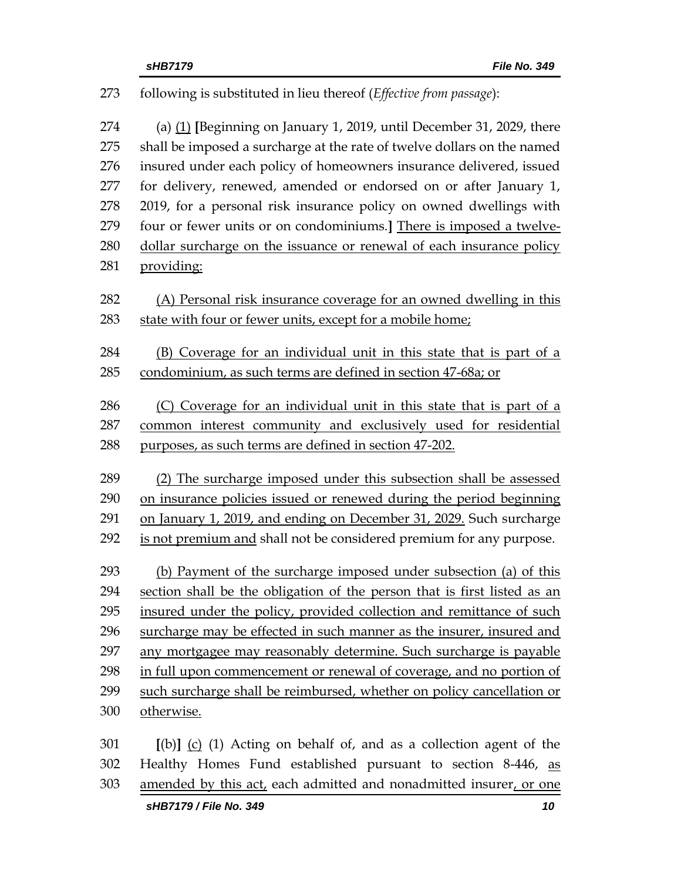following is substituted in lieu thereof (*Effective from passage*):

(a) <u>(1)</u> [Beginning on January 1, 2019, until December 31, 2029, there shall be imposed a surcharge at the rate of twelve dollars on the named insured under each policy of homeowners insurance delivered, issued for delivery, renewed, amended or endorsed on or after January 1, 2019, for a personal risk insurance policy on owned dwellings with four or fewer units or on condominiums.] <u>There is imposed a twelve-dollar surcharge on the issuance or renewal of each insurance policy providing:</u>

<u>(A) Personal risk insurance coverage for an owned dwelling in this state with four or fewer units, except for a mobile home;</u>

<u>(B) Coverage for an individual unit in this state that is part of a condominium, as such terms are defined in section 47-68a; or</u>

<u>(C) Coverage for an individual unit in this state that is part of a common interest community and exclusively used for residential purposes, as such terms are defined in section 47-202.</u>

<u>(2) The surcharge imposed under this subsection shall be assessed on insurance policies issued or renewed during the period beginning on January 1, 2019, and ending on December 31, 2029.</u> Such surcharge <u>is not premium and</u> shall not be considered premium for any purpose.

<u>(b) Payment of the surcharge imposed under subsection (a) of this section shall be the obligation of the person that is first listed as an insured under the policy, provided collection and remittance of such surcharge may be effected in such manner as the insurer, insured and any mortgagee may reasonably determine. Such surcharge is payable in full upon commencement or renewal of coverage, and no portion of such surcharge shall be reimbursed, whether on policy cancellation or otherwise.</u>

[(b)] <u>(c)</u> (1) Acting on behalf of, and as a collection agent of the Healthy Homes Fund established pursuant to section 8-446, <u>as amended by this act,</u> each admitted and nonadmitted insurer<u>, or one</u>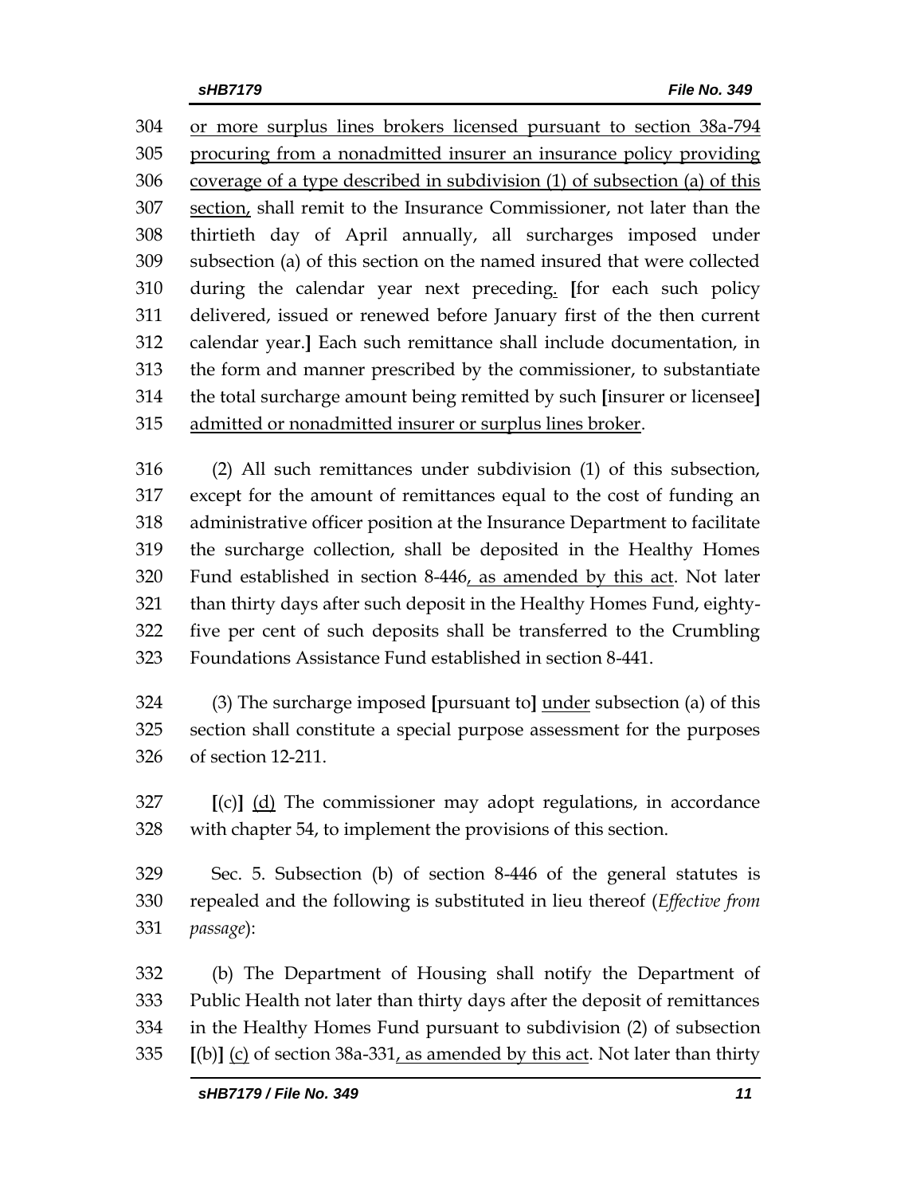or more surplus lines brokers licensed pursuant to section 38a-794 procuring from a nonadmitted insurer an insurance policy providing coverage of a type described in subdivision (1) of subsection (a) of this section, shall remit to the Insurance Commissioner, not later than the thirtieth day of April annually, all surcharges imposed under subsection (a) of this section on the named insured that were collected during the calendar year next preceding. [for each such policy delivered, issued or renewed before January first of the then current calendar year.] Each such remittance shall include documentation, in the form and manner prescribed by the commissioner, to substantiate the total surcharge amount being remitted by such [insurer or licensee] admitted or nonadmitted insurer or surplus lines broker.

(2) All such remittances under subdivision (1) of this subsection, except for the amount of remittances equal to the cost of funding an administrative officer position at the Insurance Department to facilitate the surcharge collection, shall be deposited in the Healthy Homes Fund established in section 8-446, as amended by this act. Not later than thirty days after such deposit in the Healthy Homes Fund, eighty-five per cent of such deposits shall be transferred to the Crumbling Foundations Assistance Fund established in section 8-441.

(3) The surcharge imposed [pursuant to] under subsection (a) of this section shall constitute a special purpose assessment for the purposes of section 12-211.

[(c)] (d) The commissioner may adopt regulations, in accordance with chapter 54, to implement the provisions of this section.

Sec. 5. Subsection (b) of section 8-446 of the general statutes is repealed and the following is substituted in lieu thereof (*Effective from passage*):

(b) The Department of Housing shall notify the Department of Public Health not later than thirty days after the deposit of remittances in the Healthy Homes Fund pursuant to subdivision (2) of subsection [(b)] (c) of section 38a-331, as amended by this act. Not later than thirty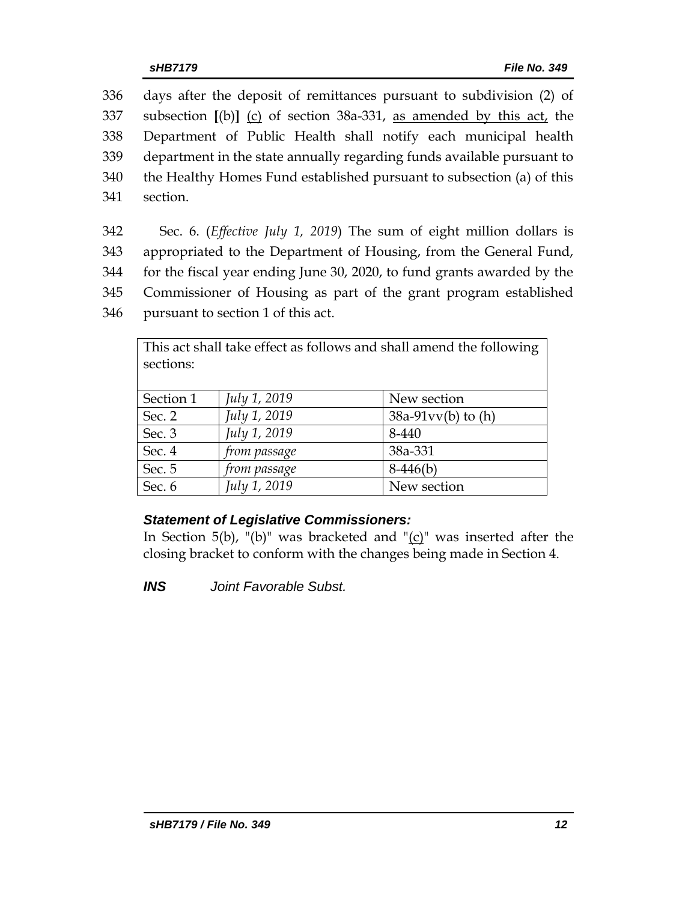336 days after the deposit of remittances pursuant to subdivision (2) of
337 subsection [(b)] <u>(c)</u> of section 38a-331, <u>as amended by this act,</u> the
338 Department of Public Health shall notify each municipal health
339 department in the state annually regarding funds available pursuant to
340 the Healthy Homes Fund established pursuant to subsection (a) of this
341 section.

342 Sec. 6. (*Effective July 1, 2019*) The sum of eight million dollars is
343 appropriated to the Department of Housing, from the General Fund,
344 for the fiscal year ending June 30, 2020, to fund grants awarded by the
345 Commissioner of Housing as part of the grant program established
346 pursuant to section 1 of this act.

| This act shall take effect as follows and shall amend the following sections: | | |
|---|---|---|
| Section 1 | *July 1, 2019* | New section |
| Sec. 2 | *July 1, 2019* | 38a-91vv(b) to (h) |
| Sec. 3 | *July 1, 2019* | 8-440 |
| Sec. 4 | *from passage* | 38a-331 |
| Sec. 5 | *from passage* | 8-446(b) |
| Sec. 6 | *July 1, 2019* | New section |

***Statement of Legislative Commissioners:***
In Section 5(b), "(b)" was bracketed and "<u>(c)</u>" was inserted after the closing bracket to conform with the changes being made in Section 4.

***INS*** *Joint Favorable Subst.*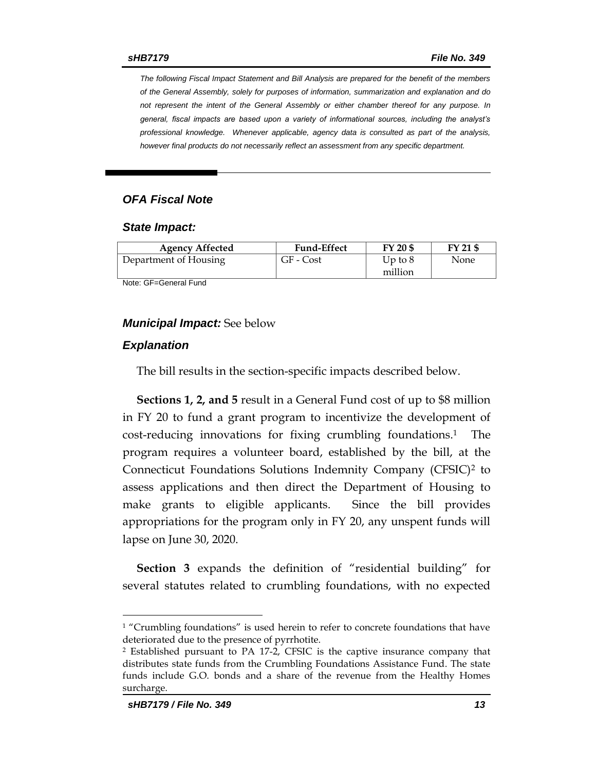*The following Fiscal Impact Statement and Bill Analysis are prepared for the benefit of the members of the General Assembly, solely for purposes of information, summarization and explanation and do not represent the intent of the General Assembly or either chamber thereof for any purpose. In general, fiscal impacts are based upon a variety of informational sources, including the analyst's professional knowledge. Whenever applicable, agency data is consulted as part of the analysis, however final products do not necessarily reflect an assessment from any specific department.*

## *OFA Fiscal Note*

### *State Impact:*

| Agency Affected | Fund-Effect | FY 20 $ | FY 21 $ |
|---|---|---|---|
| Department of Housing | GF - Cost | Up to 8 million | None |

Note: GF=General Fund

***Municipal Impact:*** See below

### *Explanation*

The bill results in the section-specific impacts described below.

**Sections 1, 2, and 5** result in a General Fund cost of up to $8 million in FY 20 to fund a grant program to incentivize the development of cost-reducing innovations for fixing crumbling foundations.[1] The program requires a volunteer board, established by the bill, at the Connecticut Foundations Solutions Indemnity Company (CFSIC)[2] to assess applications and then direct the Department of Housing to make grants to eligible applicants. Since the bill provides appropriations for the program only in FY 20, any unspent funds will lapse on June 30, 2020.

**Section 3** expands the definition of "residential building" for several statutes related to crumbling foundations, with no expected

[1] "Crumbling foundations" is used herein to refer to concrete foundations that have deteriorated due to the presence of pyrrhotite.

[2] Established pursuant to PA 17-2, CFSIC is the captive insurance company that distributes state funds from the Crumbling Foundations Assistance Fund. The state funds include G.O. bonds and a share of the revenue from the Healthy Homes surcharge.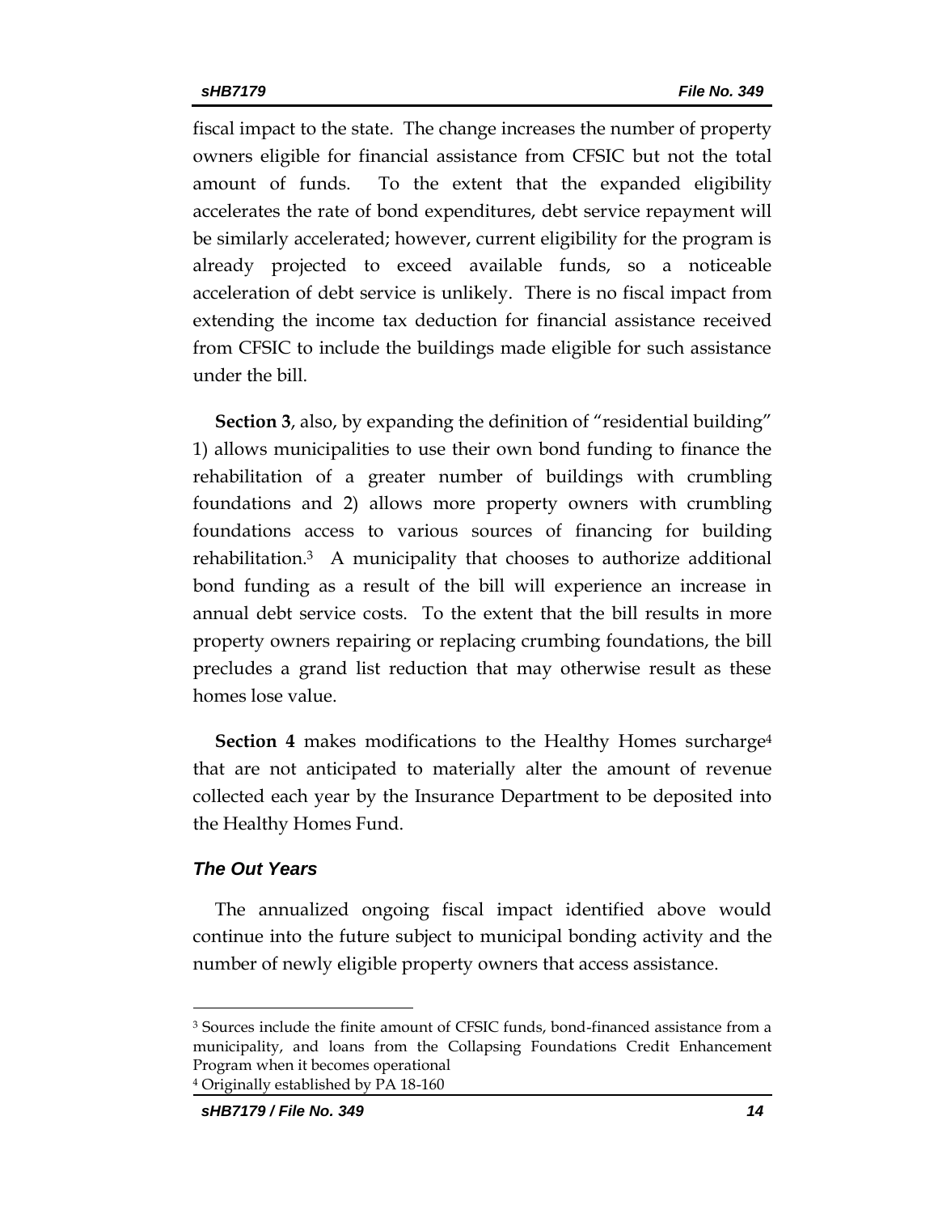fiscal impact to the state. The change increases the number of property owners eligible for financial assistance from CFSIC but not the total amount of funds. To the extent that the expanded eligibility accelerates the rate of bond expenditures, debt service repayment will be similarly accelerated; however, current eligibility for the program is already projected to exceed available funds, so a noticeable acceleration of debt service is unlikely. There is no fiscal impact from extending the income tax deduction for financial assistance received from CFSIC to include the buildings made eligible for such assistance under the bill.

**Section 3**, also, by expanding the definition of "residential building" 1) allows municipalities to use their own bond funding to finance the rehabilitation of a greater number of buildings with crumbling foundations and 2) allows more property owners with crumbling foundations access to various sources of financing for building rehabilitation.[3] A municipality that chooses to authorize additional bond funding as a result of the bill will experience an increase in annual debt service costs. To the extent that the bill results in more property owners repairing or replacing crumbing foundations, the bill precludes a grand list reduction that may otherwise result as these homes lose value.

**Section 4** makes modifications to the Healthy Homes surcharge[4] that are not anticipated to materially alter the amount of revenue collected each year by the Insurance Department to be deposited into the Healthy Homes Fund.

### *The Out Years*

The annualized ongoing fiscal impact identified above would continue into the future subject to municipal bonding activity and the number of newly eligible property owners that access assistance.

---

[3] Sources include the finite amount of CFSIC funds, bond-financed assistance from a municipality, and loans from the Collapsing Foundations Credit Enhancement Program when it becomes operational

[4] Originally established by PA 18-160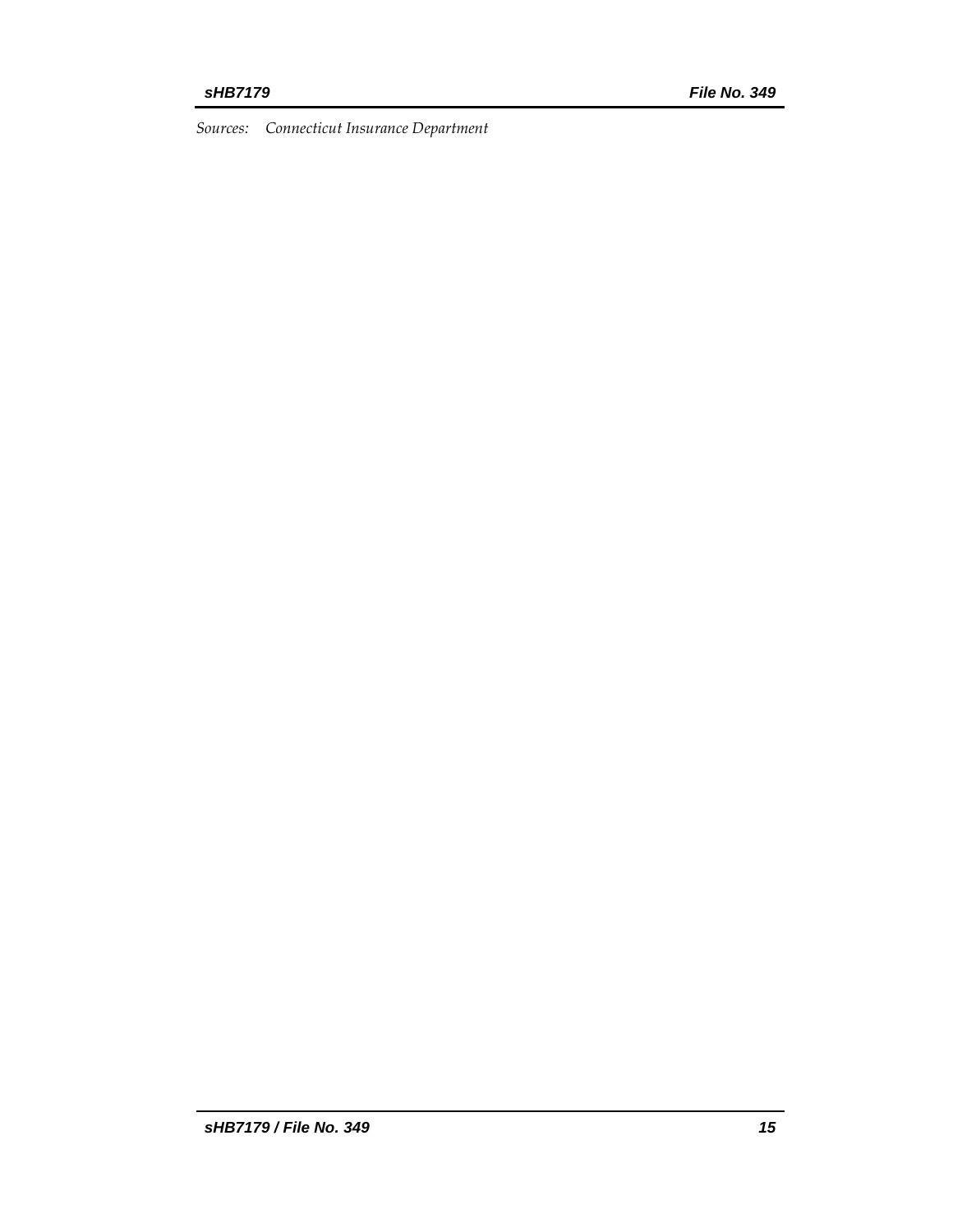*Sources: Connecticut Insurance Department*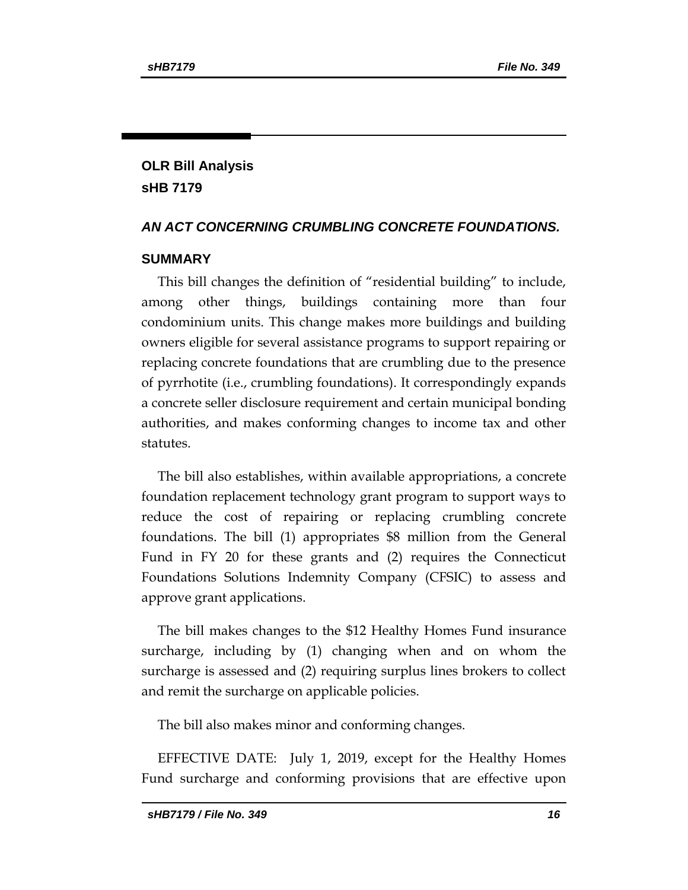# OLR Bill Analysis
## sHB 7179

### *AN ACT CONCERNING CRUMBLING CONCRETE FOUNDATIONS.*

### SUMMARY

This bill changes the definition of "residential building" to include, among other things, buildings containing more than four condominium units. This change makes more buildings and building owners eligible for several assistance programs to support repairing or replacing concrete foundations that are crumbling due to the presence of pyrrhotite (i.e., crumbling foundations). It correspondingly expands a concrete seller disclosure requirement and certain municipal bonding authorities, and makes conforming changes to income tax and other statutes.

The bill also establishes, within available appropriations, a concrete foundation replacement technology grant program to support ways to reduce the cost of repairing or replacing crumbling concrete foundations. The bill (1) appropriates $8 million from the General Fund in FY 20 for these grants and (2) requires the Connecticut Foundations Solutions Indemnity Company (CFSIC) to assess and approve grant applications.

The bill makes changes to the $12 Healthy Homes Fund insurance surcharge, including by (1) changing when and on whom the surcharge is assessed and (2) requiring surplus lines brokers to collect and remit the surcharge on applicable policies.

The bill also makes minor and conforming changes.

EFFECTIVE DATE: July 1, 2019, except for the Healthy Homes Fund surcharge and conforming provisions that are effective upon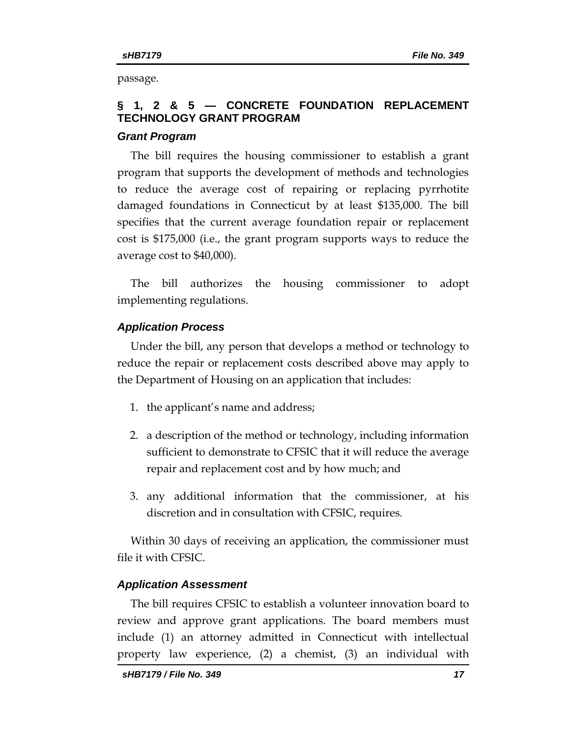passage.

## § 1, 2 & 5 — CONCRETE FOUNDATION REPLACEMENT TECHNOLOGY GRANT PROGRAM

### *Grant Program*

The bill requires the housing commissioner to establish a grant program that supports the development of methods and technologies to reduce the average cost of repairing or replacing pyrrhotite damaged foundations in Connecticut by at least $135,000. The bill specifies that the current average foundation repair or replacement cost is $175,000 (i.e., the grant program supports ways to reduce the average cost to $40,000).

The bill authorizes the housing commissioner to adopt implementing regulations.

### *Application Process*

Under the bill, any person that develops a method or technology to reduce the repair or replacement costs described above may apply to the Department of Housing on an application that includes:

1. the applicant's name and address;
2. a description of the method or technology, including information sufficient to demonstrate to CFSIC that it will reduce the average repair and replacement cost and by how much; and
3. any additional information that the commissioner, at his discretion and in consultation with CFSIC, requires.

Within 30 days of receiving an application, the commissioner must file it with CFSIC.

### *Application Assessment*

The bill requires CFSIC to establish a volunteer innovation board to review and approve grant applications. The board members must include (1) an attorney admitted in Connecticut with intellectual property law experience, (2) a chemist, (3) an individual with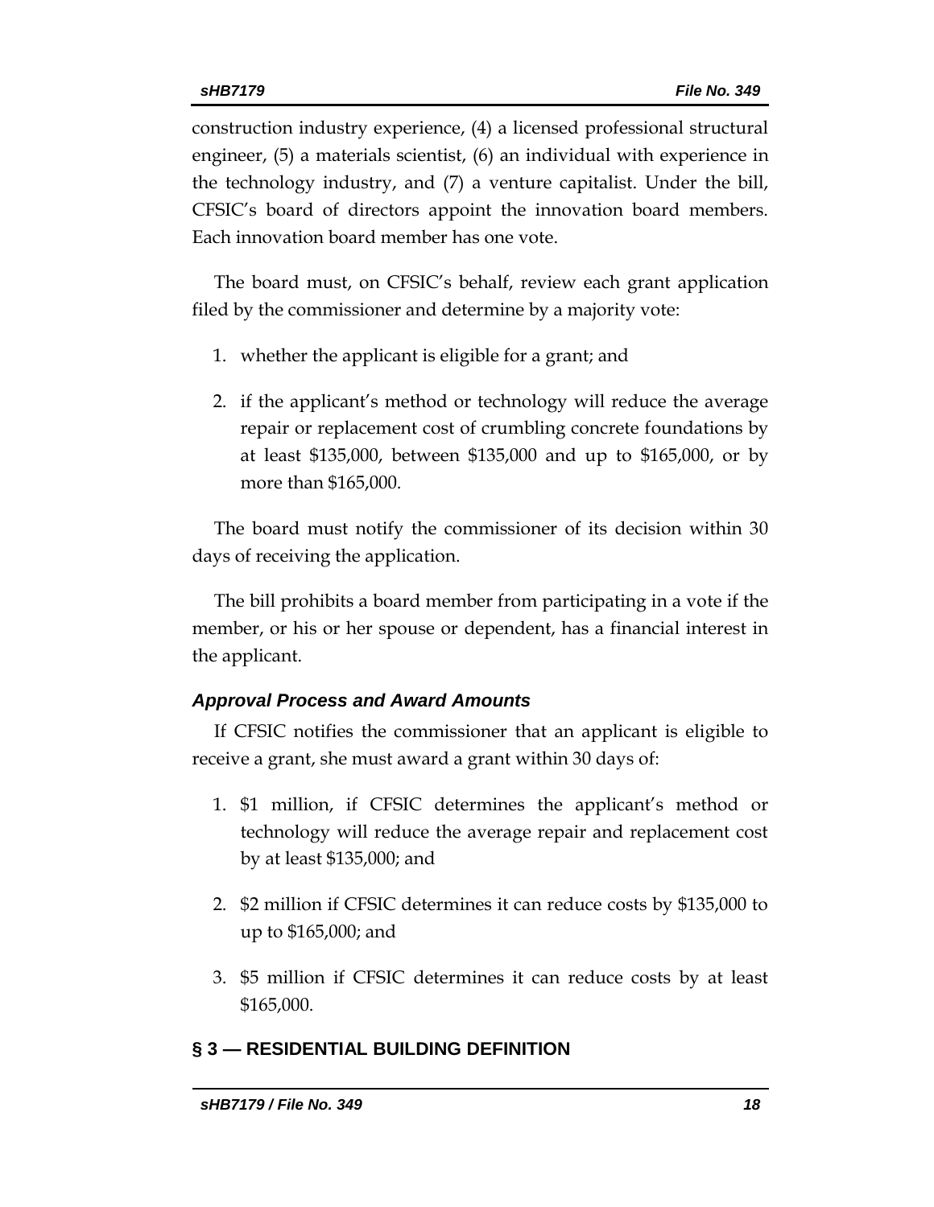construction industry experience, (4) a licensed professional structural engineer, (5) a materials scientist, (6) an individual with experience in the technology industry, and (7) a venture capitalist. Under the bill, CFSIC's board of directors appoint the innovation board members. Each innovation board member has one vote.

The board must, on CFSIC's behalf, review each grant application filed by the commissioner and determine by a majority vote:

1. whether the applicant is eligible for a grant; and
2. if the applicant's method or technology will reduce the average repair or replacement cost of crumbling concrete foundations by at least $135,000, between $135,000 and up to $165,000, or by more than $165,000.

The board must notify the commissioner of its decision within 30 days of receiving the application.

The bill prohibits a board member from participating in a vote if the member, or his or her spouse or dependent, has a financial interest in the applicant.

### *Approval Process and Award Amounts*

If CFSIC notifies the commissioner that an applicant is eligible to receive a grant, she must award a grant within 30 days of:

1. $1 million, if CFSIC determines the applicant's method or technology will reduce the average repair and replacement cost by at least $135,000; and
2. $2 million if CFSIC determines it can reduce costs by $135,000 to up to $165,000; and
3. $5 million if CFSIC determines it can reduce costs by at least $165,000.

## § 3 — RESIDENTIAL BUILDING DEFINITION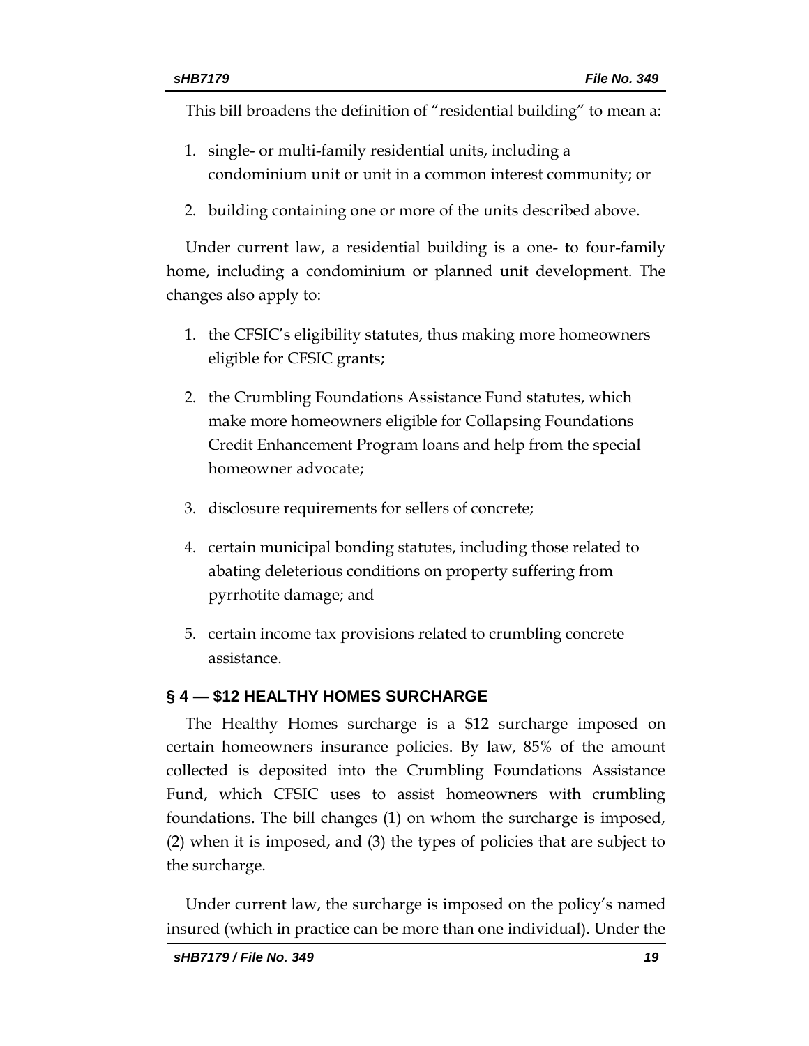This bill broadens the definition of "residential building" to mean a:

1. single- or multi-family residential units, including a condominium unit or unit in a common interest community; or
2. building containing one or more of the units described above.

Under current law, a residential building is a one- to four-family home, including a condominium or planned unit development. The changes also apply to:

1. the CFSIC's eligibility statutes, thus making more homeowners eligible for CFSIC grants;
2. the Crumbling Foundations Assistance Fund statutes, which make more homeowners eligible for Collapsing Foundations Credit Enhancement Program loans and help from the special homeowner advocate;
3. disclosure requirements for sellers of concrete;
4. certain municipal bonding statutes, including those related to abating deleterious conditions on property suffering from pyrrhotite damage; and
5. certain income tax provisions related to crumbling concrete assistance.

## § 4 — $12 HEALTHY HOMES SURCHARGE

The Healthy Homes surcharge is a $12 surcharge imposed on certain homeowners insurance policies. By law, 85% of the amount collected is deposited into the Crumbling Foundations Assistance Fund, which CFSIC uses to assist homeowners with crumbling foundations. The bill changes (1) on whom the surcharge is imposed, (2) when it is imposed, and (3) the types of policies that are subject to the surcharge.

Under current law, the surcharge is imposed on the policy's named insured (which in practice can be more than one individual). Under the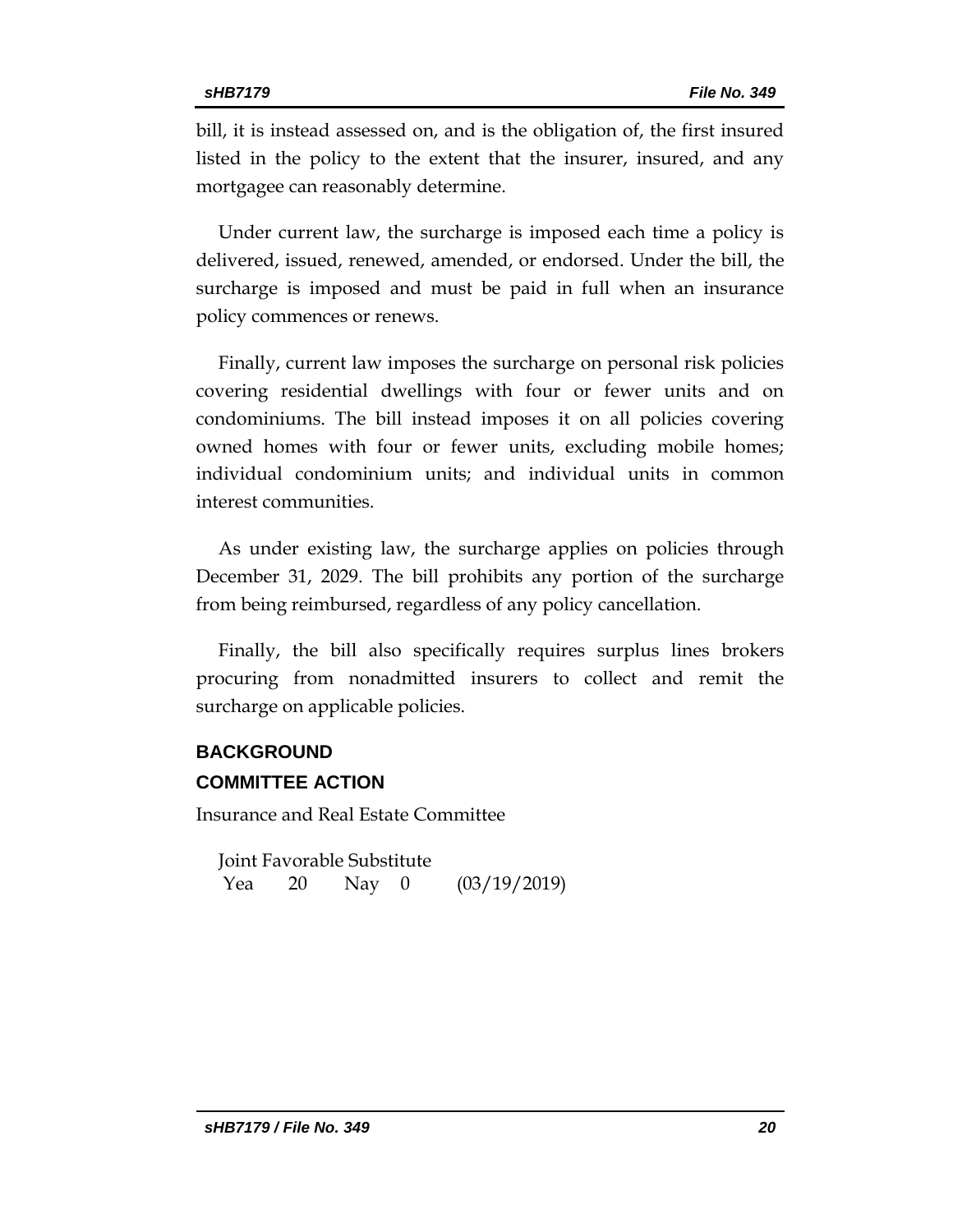bill, it is instead assessed on, and is the obligation of, the first insured listed in the policy to the extent that the insurer, insured, and any mortgagee can reasonably determine.

Under current law, the surcharge is imposed each time a policy is delivered, issued, renewed, amended, or endorsed. Under the bill, the surcharge is imposed and must be paid in full when an insurance policy commences or renews.

Finally, current law imposes the surcharge on personal risk policies covering residential dwellings with four or fewer units and on condominiums. The bill instead imposes it on all policies covering owned homes with four or fewer units, excluding mobile homes; individual condominium units; and individual units in common interest communities.

As under existing law, the surcharge applies on policies through December 31, 2029. The bill prohibits any portion of the surcharge from being reimbursed, regardless of any policy cancellation.

Finally, the bill also specifically requires surplus lines brokers procuring from nonadmitted insurers to collect and remit the surcharge on applicable policies.

## BACKGROUND

## COMMITTEE ACTION

Insurance and Real Estate Committee

| | | | | |
|---|---|---|---|---|
| Joint Favorable Substitute | | | | |
| Yea | 20 | Nay | 0 | (03/19/2019) |